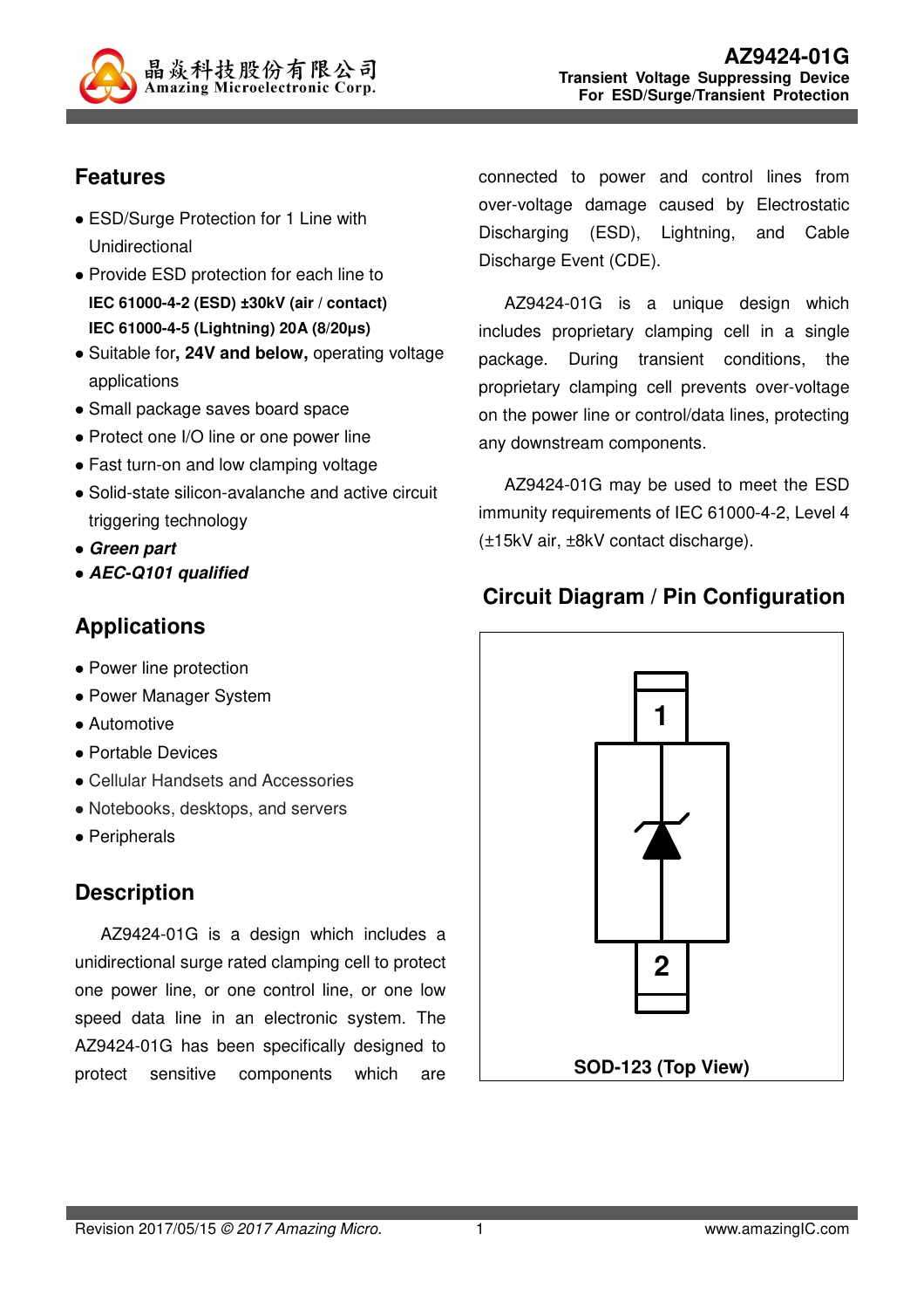晶焱科技股份有限公司
Amazing Microelectronic Corp.

# AZ9424-01G

**Transient Voltage Suppressing Device**
**For ESD/Surge/Transient Protection**

## Features

- ESD/Surge Protection for 1 Line with Unidirectional
- Provide ESD protection for each line to
  **IEC 61000-4-2 (ESD) ±30kV (air / contact)**
  **IEC 61000-4-5 (Lightning) 20A (8/20μs)**
- Suitable for**, 24V and below,** operating voltage applications
- Small package saves board space
- Protect one I/O line or one power line
- Fast turn-on and low clamping voltage
- Solid-state silicon-avalanche and active circuit triggering technology
- ***Green part***
- ***AEC-Q101 qualified***

## Applications

- Power line protection
- Power Manager System
- Automotive
- Portable Devices
- Cellular Handsets and Accessories
- Notebooks, desktops, and servers
- Peripherals

## Description

AZ9424-01G is a design which includes a unidirectional surge rated clamping cell to protect one power line, or one control line, or one low speed data line in an electronic system. The AZ9424-01G has been specifically designed to protect sensitive components which are connected to power and control lines from over-voltage damage caused by Electrostatic Discharging (ESD), Lightning, and Cable Discharge Event (CDE).

AZ9424-01G is a unique design which includes proprietary clamping cell in a single package. During transient conditions, the proprietary clamping cell prevents over-voltage on the power line or control/data lines, protecting any downstream components.

AZ9424-01G may be used to meet the ESD immunity requirements of IEC 61000-4-2, Level 4 (±15kV air, ±8kV contact discharge).

## Circuit Diagram / Pin Configuration

1

2

**SOD-123 (Top View)**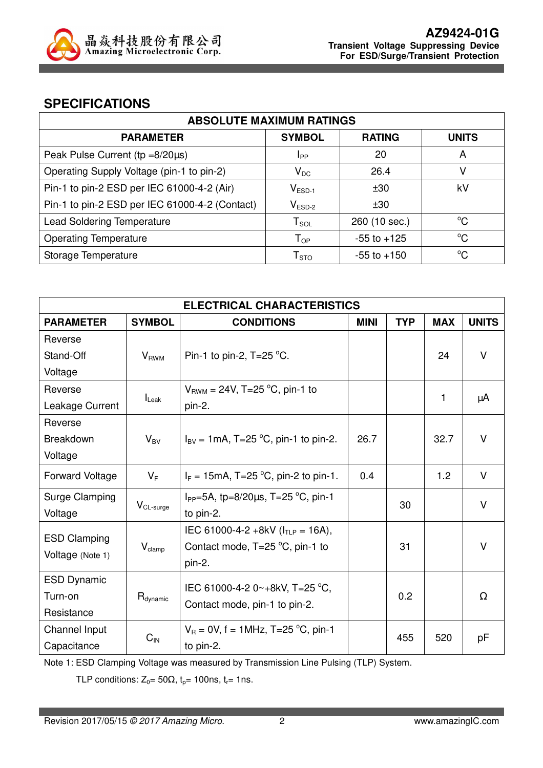## SPECIFICATIONS

| ABSOLUTE MAXIMUM RATINGS | | | |
|---|---|---|---|
| **PARAMETER** | **SYMBOL** | **RATING** | **UNITS** |
| Peak Pulse Current (tp =8/20µs) | $I_{PP}$ | 20 | A |
| Operating Supply Voltage (pin-1 to pin-2) | $V_{DC}$ | 26.4 | V |
| Pin-1 to pin-2 ESD per IEC 61000-4-2 (Air)<br>Pin-1 to pin-2 ESD per IEC 61000-4-2 (Contact) | $V_{ESD-1}$<br>$V_{ESD-2}$ | ±30<br>±30 | kV |
| Lead Soldering Temperature | $T_{SOL}$ | 260 (10 sec.) | °C |
| Operating Temperature | $T_{OP}$ | -55 to +125 | °C |
| Storage Temperature | $T_{STO}$ | -55 to +150 | °C |

| ELECTRICAL CHARACTERISTICS | | | | | | |
|---|---|---|---|---|---|---|
| **PARAMETER** | **SYMBOL** | **CONDITIONS** | **MINI** | **TYP** | **MAX** | **UNITS** |
| Reverse Stand-Off Voltage | $V_{RWM}$ | Pin-1 to pin-2, T=25 °C. | | | 24 | V |
| Reverse Leakage Current | $I_{Leak}$ | $V_{RWM}$ = 24V, T=25 °C, pin-1 to pin-2. | | | 1 | µA |
| Reverse Breakdown Voltage | $V_{BV}$ | $I_{BV}$ = 1mA, T=25 °C, pin-1 to pin-2. | 26.7 | | 32.7 | V |
| Forward Voltage | $V_F$ | $I_F$ = 15mA, T=25 °C, pin-2 to pin-1. | 0.4 | | 1.2 | V |
| Surge Clamping Voltage | $V_{CL-surge}$ | $I_{PP}$=5A, tp=8/20µs, T=25 °C, pin-1 to pin-2. | | 30 | | V |
| ESD Clamping Voltage (Note 1) | $V_{clamp}$ | IEC 61000-4-2 +8kV ($I_{TLP}$ = 16A), Contact mode, T=25 °C, pin-1 to pin-2. | | 31 | | V |
| ESD Dynamic Turn-on Resistance | $R_{dynamic}$ | IEC 61000-4-2 0~+8kV, T=25 °C, Contact mode, pin-1 to pin-2. | | 0.2 | | Ω |
| Channel Input Capacitance | $C_{IN}$ | $V_R$ = 0V, f = 1MHz, T=25 °C, pin-1 to pin-2. | | 455 | 520 | pF |

Note 1: ESD Clamping Voltage was measured by Transmission Line Pulsing (TLP) System.

TLP conditions: $Z_0$= 50Ω, $t_p$= 100ns, $t_r$= 1ns.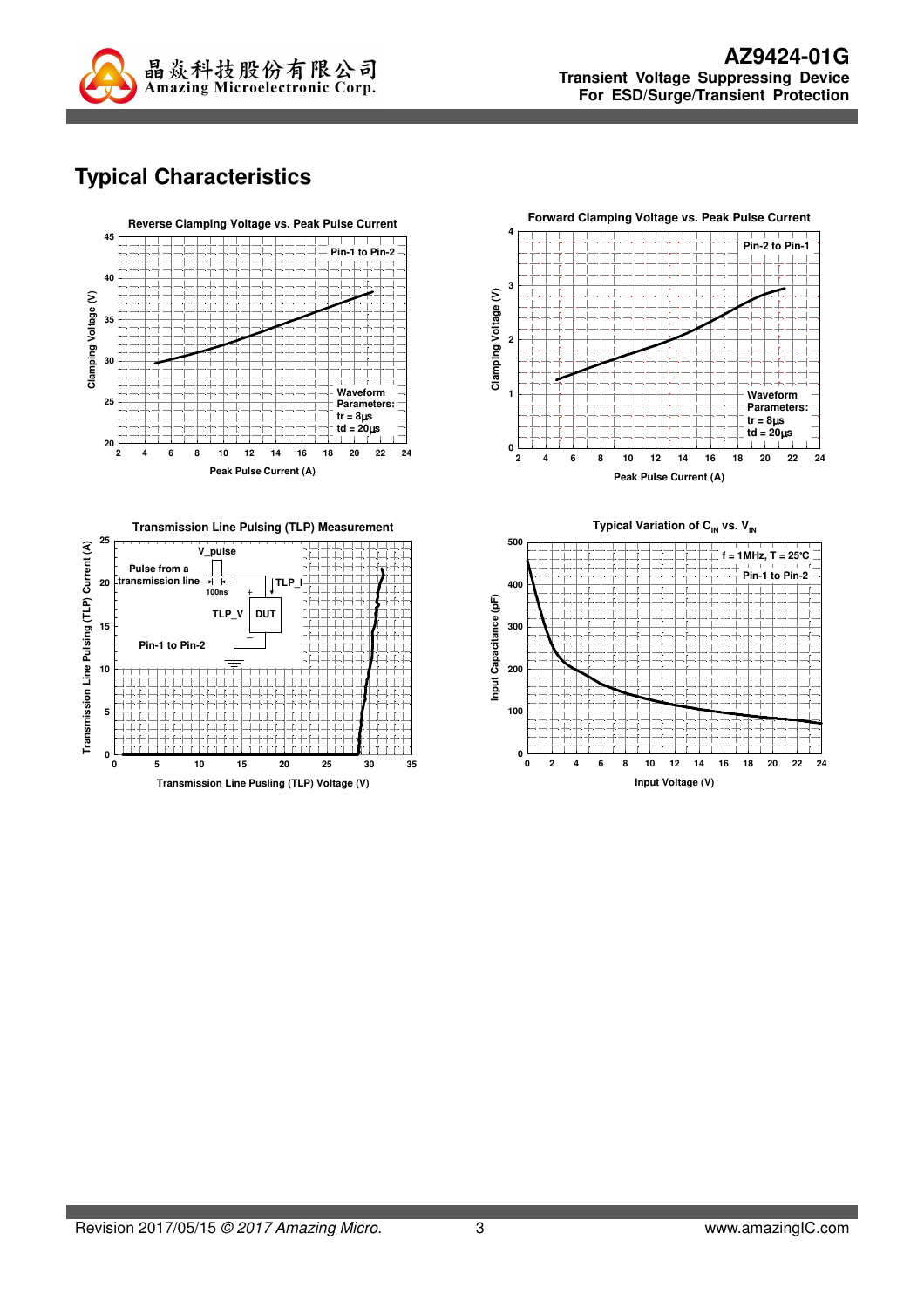## Typical Characteristics

**Reverse Clamping Voltage vs. Peak Pulse Current**

Pin-1 to Pin-2

Waveform Parameters:
tr = 8μs
td = 20μs

Clamping Voltage (V)

Peak Pulse Current (A)

**Forward Clamping Voltage vs. Peak Pulse Current**

Pin-2 to Pin-1

Waveform Parameters:
tr = 8μs
td = 20μs

Clamping Voltage (V)

Peak Pulse Current (A)

**Transmission Line Pulsing (TLP) Measurement**

V_pulse

Pulse from a transmission line

100ns

TLP_I

TLP_V

DUT

Pin-1 to Pin-2

Transmission Line Pulsing (TLP) Current (A)

Transmission Line Pusling (TLP) Voltage (V)

**Typical Variation of $C_{IN}$ vs. $V_{IN}$**

f = 1MHz, T = 25°C

Pin-1 to Pin-2

Input Capacitance (pF)

Input Voltage (V)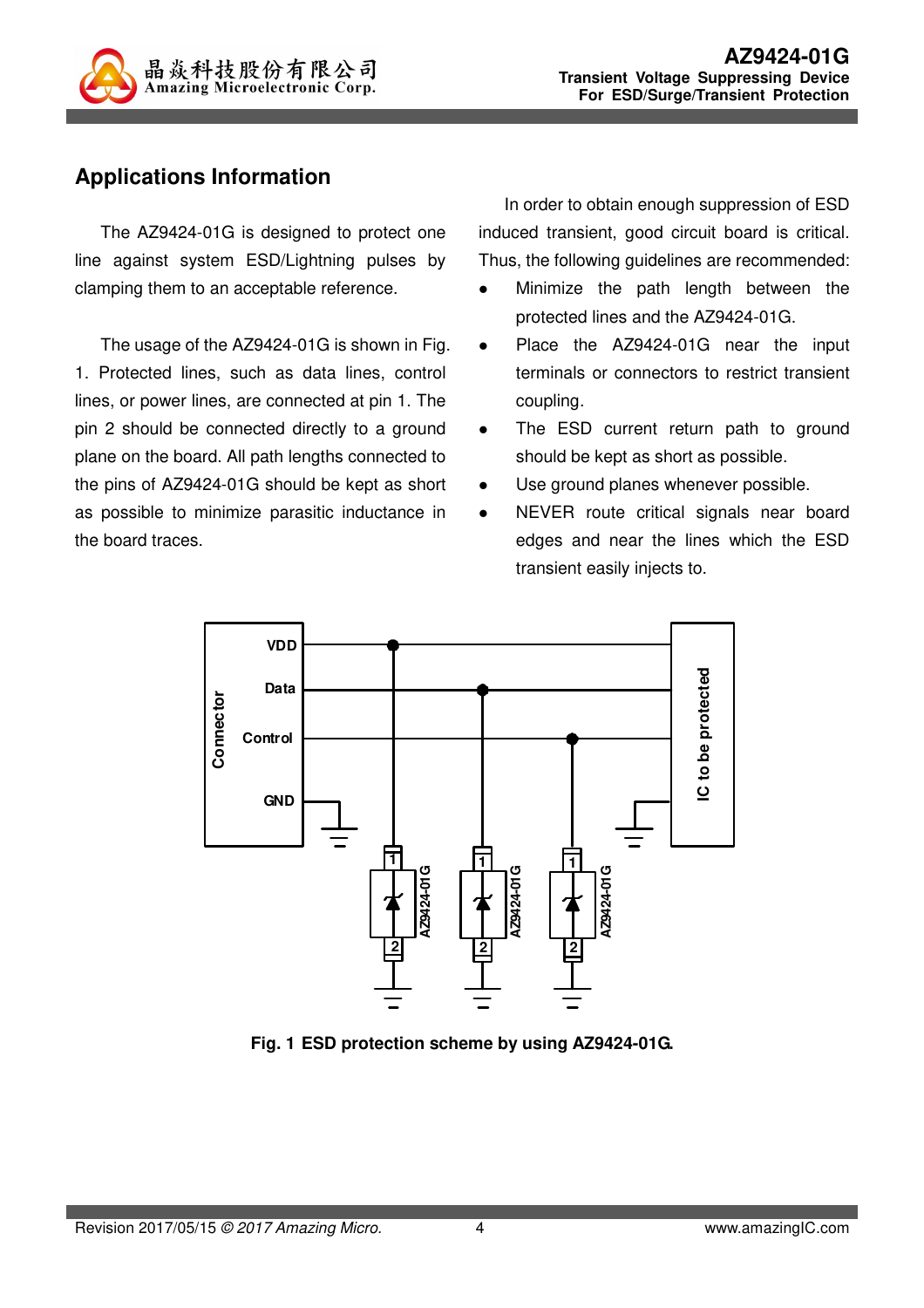## Applications Information

The AZ9424-01G is designed to protect one line against system ESD/Lightning pulses by clamping them to an acceptable reference.

The usage of the AZ9424-01G is shown in Fig. 1. Protected lines, such as data lines, control lines, or power lines, are connected at pin 1. The pin 2 should be connected directly to a ground plane on the board. All path lengths connected to the pins of AZ9424-01G should be kept as short as possible to minimize parasitic inductance in the board traces.

In order to obtain enough suppression of ESD induced transient, good circuit board is critical. Thus, the following guidelines are recommended:

- Minimize the path length between the protected lines and the AZ9424-01G.
- Place the AZ9424-01G near the input terminals or connectors to restrict transient coupling.
- The ESD current return path to ground should be kept as short as possible.
- Use ground planes whenever possible.
- NEVER route critical signals near board edges and near the lines which the ESD transient easily injects to.

**Fig. 1 ESD protection scheme by using AZ9424-01G.**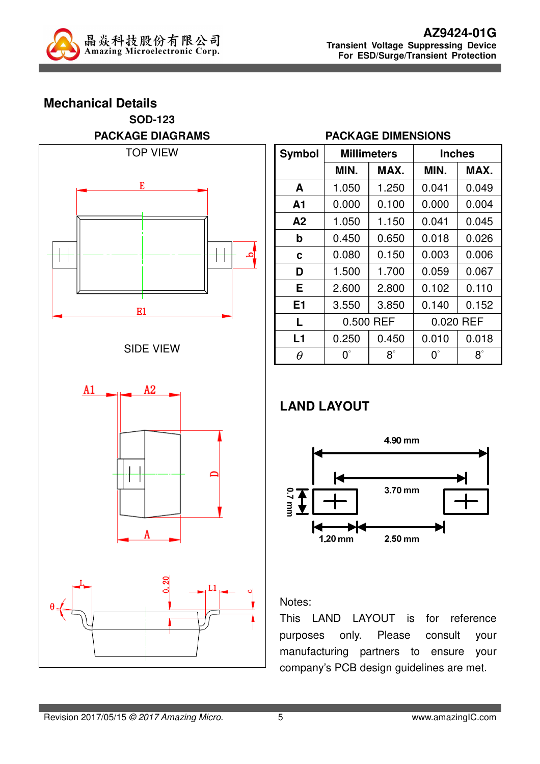## Mechanical Details

**SOD-123**

**PACKAGE DIAGRAMS**

TOP VIEW

SIDE VIEW

**PACKAGE DIMENSIONS**

| Symbol | Millimeters | | Inches | |
|---|---|---|---|---|
| | MIN. | MAX. | MIN. | MAX. |
| A | 1.050 | 1.250 | 0.041 | 0.049 |
| A1 | 0.000 | 0.100 | 0.000 | 0.004 |
| A2 | 1.050 | 1.150 | 0.041 | 0.045 |
| b | 0.450 | 0.650 | 0.018 | 0.026 |
| c | 0.080 | 0.150 | 0.003 | 0.006 |
| D | 1.500 | 1.700 | 0.059 | 0.067 |
| E | 2.600 | 2.800 | 0.102 | 0.110 |
| E1 | 3.550 | 3.850 | 0.140 | 0.152 |
| L | 0.500 REF | | 0.020 REF | |
| L1 | 0.250 | 0.450 | 0.010 | 0.018 |
| $\theta$ | $0^\circ$ | $8^\circ$ | $0^\circ$ | $8^\circ$ |

## LAND LAYOUT

4.90 mm

3.70 mm

0.7 mm

1.20 mm

2.50 mm

Notes:

This LAND LAYOUT is for reference purposes only. Please consult your manufacturing partners to ensure your company's PCB design guidelines are met.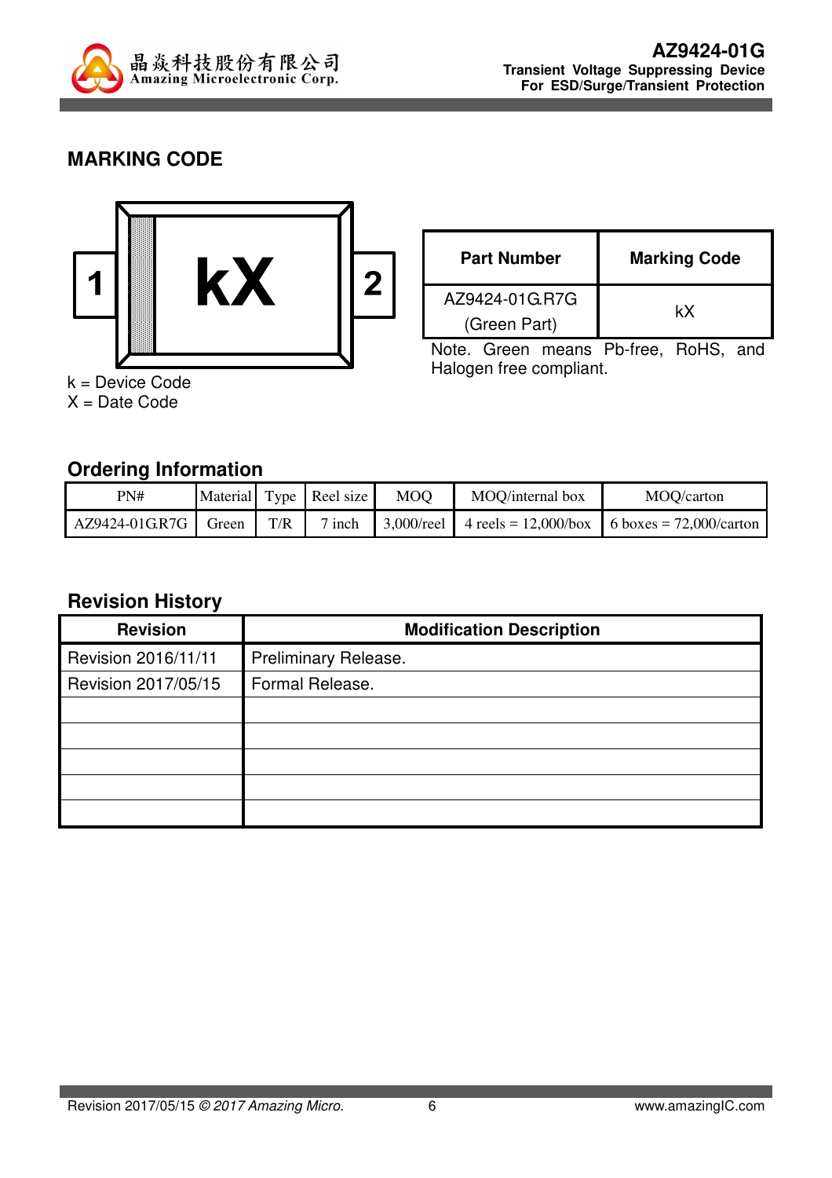## MARKING CODE

1 kX 2

k = Device Code
X = Date Code

| Part Number | Marking Code |
|---|---|
| AZ9424-01G.R7G (Green Part) | kX |

Note. Green means Pb-free, RoHS, and Halogen free compliant.

## Ordering Information

| PN# | Material | Type | Reel size | MOQ | MOQ/internal box | MOQ/carton |
|---|---|---|---|---|---|---|
| AZ9424-01G.R7G | Green | T/R | 7 inch | 3,000/reel | 4 reels = 12,000/box | 6 boxes = 72,000/carton |

## Revision History

| Revision | Modification Description |
|---|---|
| Revision 2016/11/11 | Preliminary Release. |
| Revision 2017/05/15 | Formal Release. |
| | |
| | |
| | |
| | |
| | |